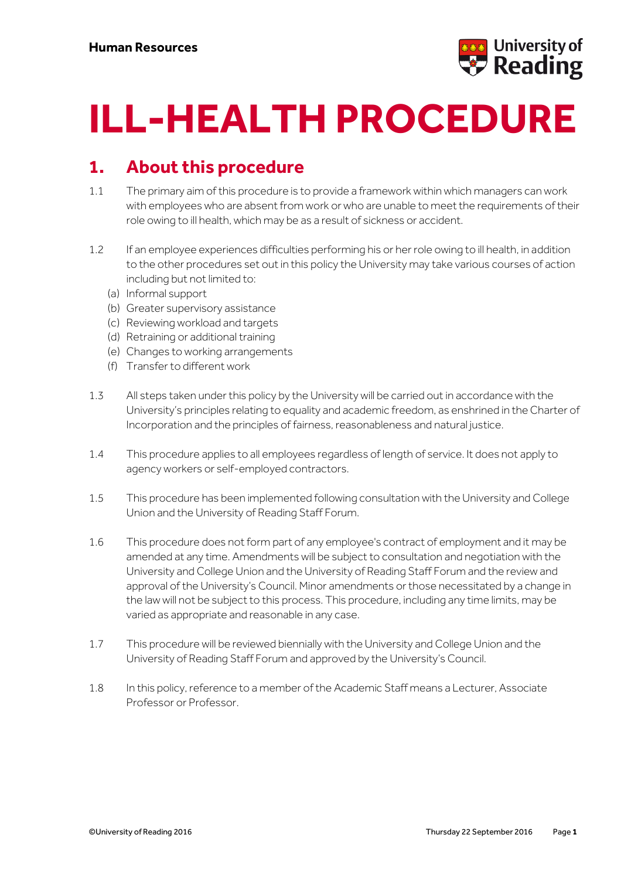Human Resources

# ILL-HEALTH PROCEDURE

## 1. About this procedure

1.1 The primary aim of this procedure is to provide a framework within which managers can work with employees who are absent from work or who are unable to meet the requirements of their role owing to ill health, which may be as a result of sickness or accident.

1.2 If an employee experiences difficulties performing his or her role owing to ill health, in addition to the other procedures set out in this policy the University may take various courses of action including but not limited to:

(a) Informal support
(b) Greater supervisory assistance
(c) Reviewing workload and targets
(d) Retraining or additional training
(e) Changes to working arrangements
(f) Transfer to different work

1.3 All steps taken under this policy by the University will be carried out in accordance with the University's principles relating to equality and academic freedom, as enshrined in the Charter of Incorporation and the principles of fairness, reasonableness and natural justice.

1.4 This procedure applies to all employees regardless of length of service. It does not apply to agency workers or self-employed contractors.

1.5 This procedure has been implemented following consultation with the University and College Union and the University of Reading Staff Forum.

1.6 This procedure does not form part of any employee's contract of employment and it may be amended at any time. Amendments will be subject to consultation and negotiation with the University and College Union and the University of Reading Staff Forum and the review and approval of the University's Council. Minor amendments or those necessitated by a change in the law will not be subject to this process. This procedure, including any time limits, may be varied as appropriate and reasonable in any case.

1.7 This procedure will be reviewed biennially with the University and College Union and the University of Reading Staff Forum and approved by the University's Council.

1.8 In this policy, reference to a member of the Academic Staff means a Lecturer, Associate Professor or Professor.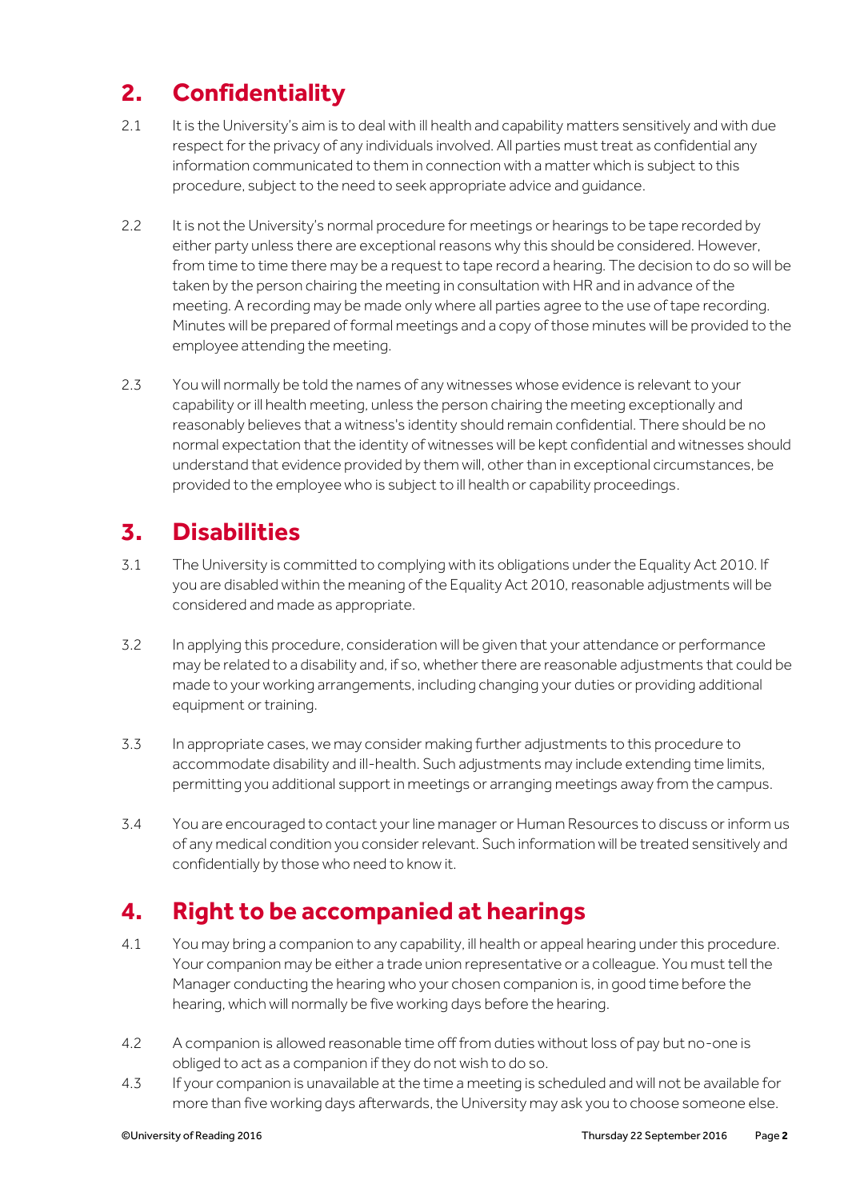## 2. Confidentiality

2.1 It is the University's aim is to deal with ill health and capability matters sensitively and with due respect for the privacy of any individuals involved. All parties must treat as confidential any information communicated to them in connection with a matter which is subject to this procedure, subject to the need to seek appropriate advice and guidance.

2.2 It is not the University's normal procedure for meetings or hearings to be tape recorded by either party unless there are exceptional reasons why this should be considered. However, from time to time there may be a request to tape record a hearing. The decision to do so will be taken by the person chairing the meeting in consultation with HR and in advance of the meeting. A recording may be made only where all parties agree to the use of tape recording. Minutes will be prepared of formal meetings and a copy of those minutes will be provided to the employee attending the meeting.

2.3 You will normally be told the names of any witnesses whose evidence is relevant to your capability or ill health meeting, unless the person chairing the meeting exceptionally and reasonably believes that a witness's identity should remain confidential. There should be no normal expectation that the identity of witnesses will be kept confidential and witnesses should understand that evidence provided by them will, other than in exceptional circumstances, be provided to the employee who is subject to ill health or capability proceedings.

## 3. Disabilities

3.1 The University is committed to complying with its obligations under the Equality Act 2010. If you are disabled within the meaning of the Equality Act 2010, reasonable adjustments will be considered and made as appropriate.

3.2 In applying this procedure, consideration will be given that your attendance or performance may be related to a disability and, if so, whether there are reasonable adjustments that could be made to your working arrangements, including changing your duties or providing additional equipment or training.

3.3 In appropriate cases, we may consider making further adjustments to this procedure to accommodate disability and ill-health. Such adjustments may include extending time limits, permitting you additional support in meetings or arranging meetings away from the campus.

3.4 You are encouraged to contact your line manager or Human Resources to discuss or inform us of any medical condition you consider relevant. Such information will be treated sensitively and confidentially by those who need to know it.

## 4. Right to be accompanied at hearings

4.1 You may bring a companion to any capability, ill health or appeal hearing under this procedure. Your companion may be either a trade union representative or a colleague. You must tell the Manager conducting the hearing who your chosen companion is, in good time before the hearing, which will normally be five working days before the hearing.

4.2 A companion is allowed reasonable time off from duties without loss of pay but no-one is obliged to act as a companion if they do not wish to do so.

4.3 If your companion is unavailable at the time a meeting is scheduled and will not be available for more than five working days afterwards, the University may ask you to choose someone else.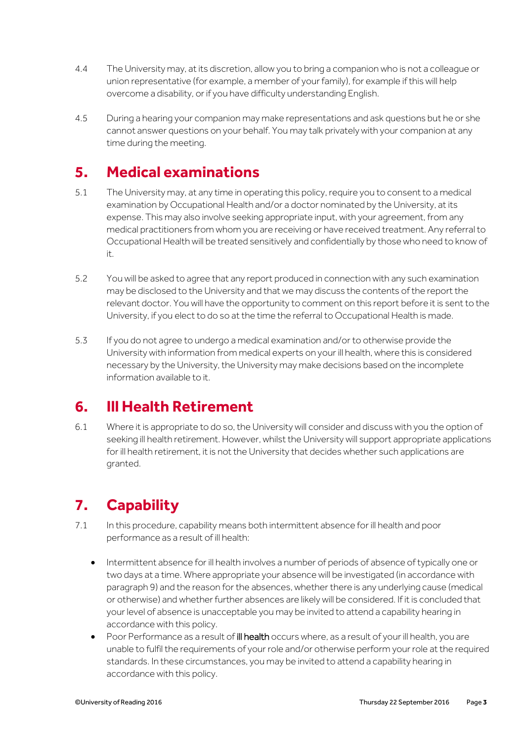4.4 The University may, at its discretion, allow you to bring a companion who is not a colleague or union representative (for example, a member of your family), for example if this will help overcome a disability, or if you have difficulty understanding English.

4.5 During a hearing your companion may make representations and ask questions but he or she cannot answer questions on your behalf. You may talk privately with your companion at any time during the meeting.

## 5. Medical examinations

5.1 The University may, at any time in operating this policy, require you to consent to a medical examination by Occupational Health and/or a doctor nominated by the University, at its expense. This may also involve seeking appropriate input, with your agreement, from any medical practitioners from whom you are receiving or have received treatment. Any referral to Occupational Health will be treated sensitively and confidentially by those who need to know of it.

5.2 You will be asked to agree that any report produced in connection with any such examination may be disclosed to the University and that we may discuss the contents of the report the relevant doctor. You will have the opportunity to comment on this report before it is sent to the University, if you elect to do so at the time the referral to Occupational Health is made.

5.3 If you do not agree to undergo a medical examination and/or to otherwise provide the University with information from medical experts on your ill health, where this is considered necessary by the University, the University may make decisions based on the incomplete information available to it.

## 6. Ill Health Retirement

6.1 Where it is appropriate to do so, the University will consider and discuss with you the option of seeking ill health retirement. However, whilst the University will support appropriate applications for ill health retirement, it is not the University that decides whether such applications are granted.

## 7. Capability

7.1 In this procedure, capability means both intermittent absence for ill health and poor performance as a result of ill health:

- Intermittent absence for ill health involves a number of periods of absence of typically one or two days at a time. Where appropriate your absence will be investigated (in accordance with paragraph 9) and the reason for the absences, whether there is any underlying cause (medical or otherwise) and whether further absences are likely will be considered. If it is concluded that your level of absence is unacceptable you may be invited to attend a capability hearing in accordance with this policy.
- Poor Performance as a result of ill health occurs where, as a result of your ill health, you are unable to fulfil the requirements of your role and/or otherwise perform your role at the required standards. In these circumstances, you may be invited to attend a capability hearing in accordance with this policy.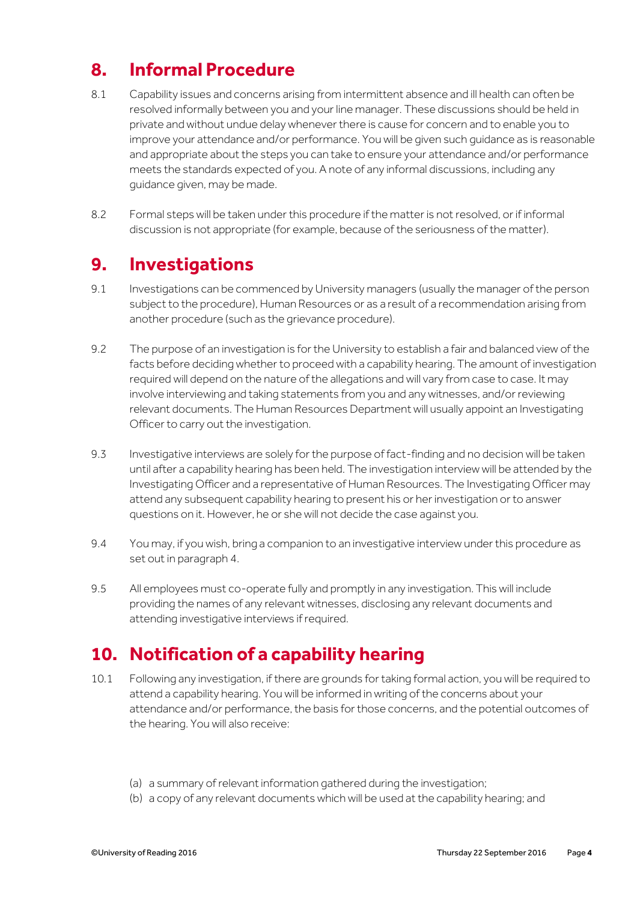## 8. Informal Procedure

8.1 Capability issues and concerns arising from intermittent absence and ill health can often be resolved informally between you and your line manager. These discussions should be held in private and without undue delay whenever there is cause for concern and to enable you to improve your attendance and/or performance. You will be given such guidance as is reasonable and appropriate about the steps you can take to ensure your attendance and/or performance meets the standards expected of you. A note of any informal discussions, including any guidance given, may be made.

8.2 Formal steps will be taken under this procedure if the matter is not resolved, or if informal discussion is not appropriate (for example, because of the seriousness of the matter).

## 9. Investigations

9.1 Investigations can be commenced by University managers (usually the manager of the person subject to the procedure), Human Resources or as a result of a recommendation arising from another procedure (such as the grievance procedure).

9.2 The purpose of an investigation is for the University to establish a fair and balanced view of the facts before deciding whether to proceed with a capability hearing. The amount of investigation required will depend on the nature of the allegations and will vary from case to case. It may involve interviewing and taking statements from you and any witnesses, and/or reviewing relevant documents. The Human Resources Department will usually appoint an Investigating Officer to carry out the investigation.

9.3 Investigative interviews are solely for the purpose of fact-finding and no decision will be taken until after a capability hearing has been held. The investigation interview will be attended by the Investigating Officer and a representative of Human Resources. The Investigating Officer may attend any subsequent capability hearing to present his or her investigation or to answer questions on it. However, he or she will not decide the case against you.

9.4 You may, if you wish, bring a companion to an investigative interview under this procedure as set out in paragraph 4.

9.5 All employees must co-operate fully and promptly in any investigation. This will include providing the names of any relevant witnesses, disclosing any relevant documents and attending investigative interviews if required.

## 10. Notification of a capability hearing

10.1 Following any investigation, if there are grounds for taking formal action, you will be required to attend a capability hearing. You will be informed in writing of the concerns about your attendance and/or performance, the basis for those concerns, and the potential outcomes of the hearing. You will also receive:

(a) a summary of relevant information gathered during the investigation;
(b) a copy of any relevant documents which will be used at the capability hearing; and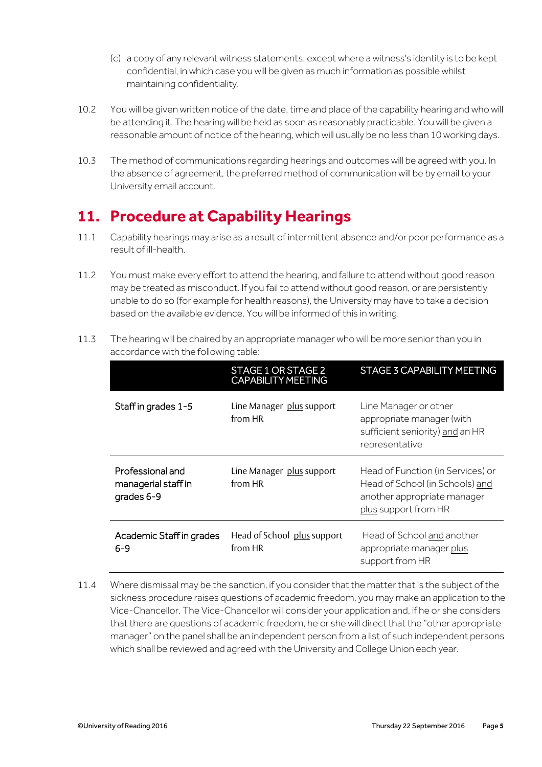(c) a copy of any relevant witness statements, except where a witness's identity is to be kept confidential, in which case you will be given as much information as possible whilst maintaining confidentiality.

10.2 You will be given written notice of the date, time and place of the capability hearing and who will be attending it. The hearing will be held as soon as reasonably practicable. You will be given a reasonable amount of notice of the hearing, which will usually be no less than 10 working days.

10.3 The method of communications regarding hearings and outcomes will be agreed with you. In the absence of agreement, the preferred method of communication will be by email to your University email account.

## 11. Procedure at Capability Hearings

11.1 Capability hearings may arise as a result of intermittent absence and/or poor performance as a result of ill-health.

11.2 You must make every effort to attend the hearing, and failure to attend without good reason may be treated as misconduct. If you fail to attend without good reason, or are persistently unable to do so (for example for health reasons), the University may have to take a decision based on the available evidence. You will be informed of this in writing.

11.3 The hearing will be chaired by an appropriate manager who will be more senior than you in accordance with the following table:

| | STAGE 1 OR STAGE 2 CAPABILITY MEETING | STAGE 3 CAPABILITY MEETING |
|---|---|---|
| Staff in grades 1-5 | Line Manager plus support from HR | Line Manager or other appropriate manager (with sufficient seniority) and an HR representative |
| Professional and managerial staff in grades 6-9 | Line Manager plus support from HR | Head of Function (in Services) or Head of School (in Schools) and another appropriate manager plus support from HR |
| Academic Staff in grades 6-9 | Head of School plus support from HR | Head of School and another appropriate manager plus support from HR |

11.4 Where dismissal may be the sanction, if you consider that the matter that is the subject of the sickness procedure raises questions of academic freedom, you may make an application to the Vice-Chancellor. The Vice-Chancellor will consider your application and, if he or she considers that there are questions of academic freedom, he or she will direct that the "other appropriate manager" on the panel shall be an independent person from a list of such independent persons which shall be reviewed and agreed with the University and College Union each year.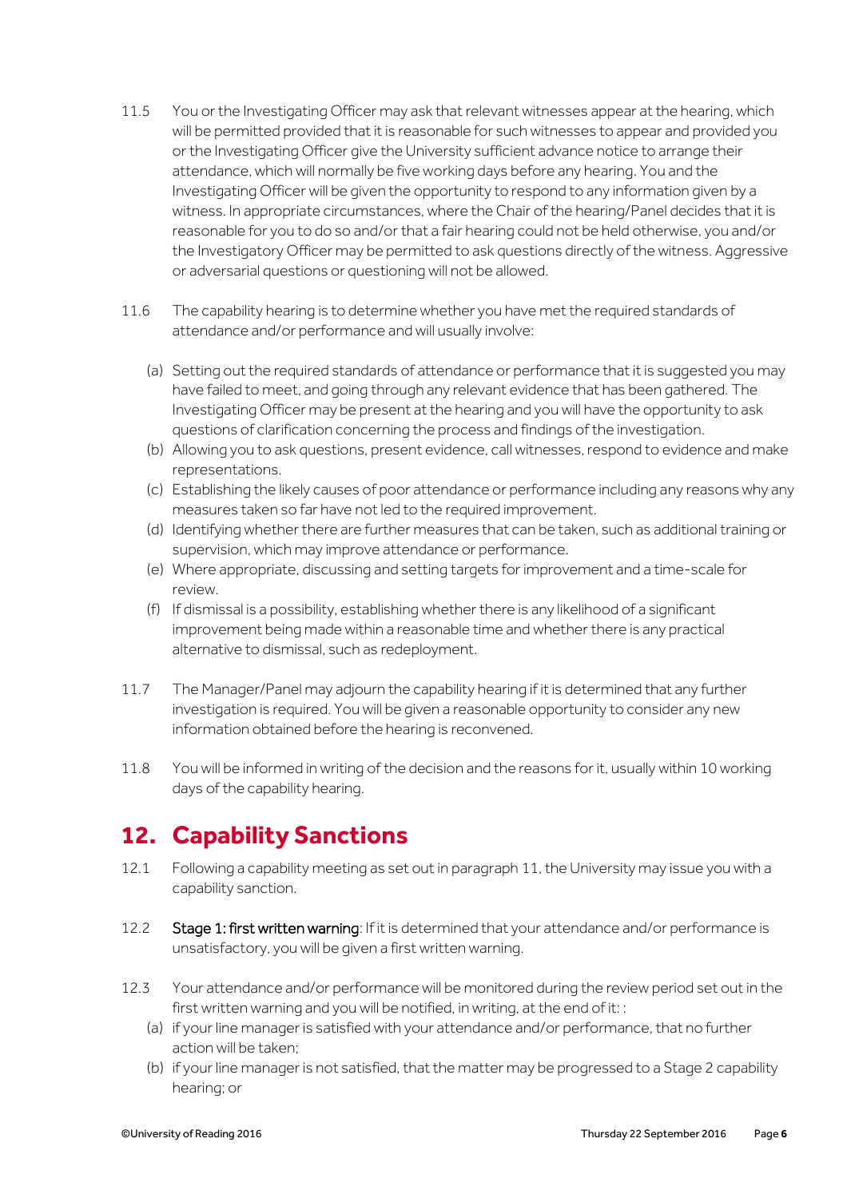11.5 You or the Investigating Officer may ask that relevant witnesses appear at the hearing, which will be permitted provided that it is reasonable for such witnesses to appear and provided you or the Investigating Officer give the University sufficient advance notice to arrange their attendance, which will normally be five working days before any hearing. You and the Investigating Officer will be given the opportunity to respond to any information given by a witness. In appropriate circumstances, where the Chair of the hearing/Panel decides that it is reasonable for you to do so and/or that a fair hearing could not be held otherwise, you and/or the Investigatory Officer may be permitted to ask questions directly of the witness. Aggressive or adversarial questions or questioning will not be allowed.

11.6 The capability hearing is to determine whether you have met the required standards of attendance and/or performance and will usually involve:

(a) Setting out the required standards of attendance or performance that it is suggested you may have failed to meet, and going through any relevant evidence that has been gathered. The Investigating Officer may be present at the hearing and you will have the opportunity to ask questions of clarification concerning the process and findings of the investigation.

(b) Allowing you to ask questions, present evidence, call witnesses, respond to evidence and make representations.

(c) Establishing the likely causes of poor attendance or performance including any reasons why any measures taken so far have not led to the required improvement.

(d) Identifying whether there are further measures that can be taken, such as additional training or supervision, which may improve attendance or performance.

(e) Where appropriate, discussing and setting targets for improvement and a time-scale for review.

(f) If dismissal is a possibility, establishing whether there is any likelihood of a significant improvement being made within a reasonable time and whether there is any practical alternative to dismissal, such as redeployment.

11.7 The Manager/Panel may adjourn the capability hearing if it is determined that any further investigation is required. You will be given a reasonable opportunity to consider any new information obtained before the hearing is reconvened.

11.8 You will be informed in writing of the decision and the reasons for it, usually within 10 working days of the capability hearing.

## 12. Capability Sanctions

12.1 Following a capability meeting as set out in paragraph 11, the University may issue you with a capability sanction.

12.2 **Stage 1: first written warning**: If it is determined that your attendance and/or performance is unsatisfactory, you will be given a first written warning.

12.3 Your attendance and/or performance will be monitored during the review period set out in the first written warning and you will be notified, in writing, at the end of it: :

(a) if your line manager is satisfied with your attendance and/or performance, that no further action will be taken;

(b) if your line manager is not satisfied, that the matter may be progressed to a Stage 2 capability hearing; or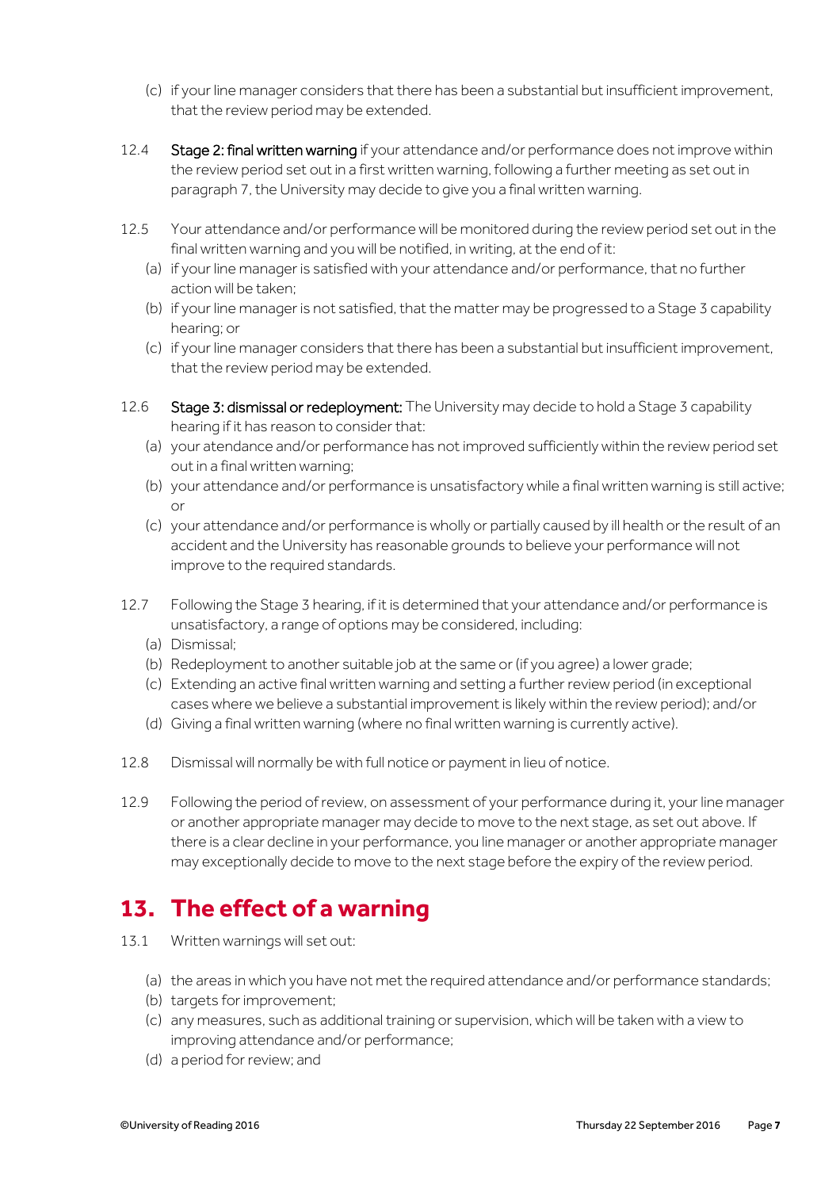(c) if your line manager considers that there has been a substantial but insufficient improvement, that the review period may be extended.

12.4 **Stage 2: final written warning** if your attendance and/or performance does not improve within the review period set out in a first written warning, following a further meeting as set out in paragraph 7, the University may decide to give you a final written warning.

12.5 Your attendance and/or performance will be monitored during the review period set out in the final written warning and you will be notified, in writing, at the end of it:

(a) if your line manager is satisfied with your attendance and/or performance, that no further action will be taken;
(b) if your line manager is not satisfied, that the matter may be progressed to a Stage 3 capability hearing; or
(c) if your line manager considers that there has been a substantial but insufficient improvement, that the review period may be extended.

12.6 **Stage 3: dismissal or redeployment:** The University may decide to hold a Stage 3 capability hearing if it has reason to consider that:

(a) your atendance and/or performance has not improved sufficiently within the review period set out in a final written warning;
(b) your attendance and/or performance is unsatisfactory while a final written warning is still active; or
(c) your attendance and/or performance is wholly or partially caused by ill health or the result of an accident and the University has reasonable grounds to believe your performance will not improve to the required standards.

12.7 Following the Stage 3 hearing, if it is determined that your attendance and/or performance is unsatisfactory, a range of options may be considered, including:

(a) Dismissal;
(b) Redeployment to another suitable job at the same or (if you agree) a lower grade;
(c) Extending an active final written warning and setting a further review period (in exceptional cases where we believe a substantial improvement is likely within the review period); and/or
(d) Giving a final written warning (where no final written warning is currently active).

12.8 Dismissal will normally be with full notice or payment in lieu of notice.

12.9 Following the period of review, on assessment of your performance during it, your line manager or another appropriate manager may decide to move to the next stage, as set out above. If there is a clear decline in your performance, you line manager or another appropriate manager may exceptionally decide to move to the next stage before the expiry of the review period.

## 13. The effect of a warning

13.1 Written warnings will set out:

(a) the areas in which you have not met the required attendance and/or performance standards;
(b) targets for improvement;
(c) any measures, such as additional training or supervision, which will be taken with a view to improving attendance and/or performance;
(d) a period for review; and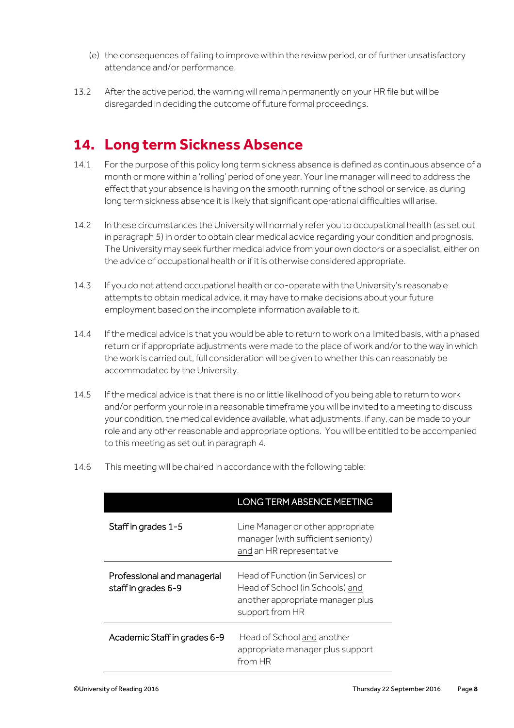(e) the consequences of failing to improve within the review period, or of further unsatisfactory attendance and/or performance.

13.2 After the active period, the warning will remain permanently on your HR file but will be disregarded in deciding the outcome of future formal proceedings.

## 14. Long term Sickness Absence

14.1 For the purpose of this policy long term sickness absence is defined as continuous absence of a month or more within a 'rolling' period of one year. Your line manager will need to address the effect that your absence is having on the smooth running of the school or service, as during long term sickness absence it is likely that significant operational difficulties will arise.

14.2 In these circumstances the University will normally refer you to occupational health (as set out in paragraph 5) in order to obtain clear medical advice regarding your condition and prognosis. The University may seek further medical advice from your own doctors or a specialist, either on the advice of occupational health or if it is otherwise considered appropriate.

14.3 If you do not attend occupational health or co-operate with the University's reasonable attempts to obtain medical advice, it may have to make decisions about your future employment based on the incomplete information available to it.

14.4 If the medical advice is that you would be able to return to work on a limited basis, with a phased return or if appropriate adjustments were made to the place of work and/or to the way in which the work is carried out, full consideration will be given to whether this can reasonably be accommodated by the University.

14.5 If the medical advice is that there is no or little likelihood of you being able to return to work and/or perform your role in a reasonable timeframe you will be invited to a meeting to discuss your condition, the medical evidence available, what adjustments, if any, can be made to your role and any other reasonable and appropriate options. You will be entitled to be accompanied to this meeting as set out in paragraph 4.

14.6 This meeting will be chaired in accordance with the following table:

| | LONG TERM ABSENCE MEETING |
|---|---|
| Staff in grades 1-5 | Line Manager or other appropriate manager (with sufficient seniority) and an HR representative |
| Professional and managerial staff in grades 6-9 | Head of Function (in Services) or Head of School (in Schools) and another appropriate manager plus support from HR |
| Academic Staff in grades 6-9 | Head of School and another appropriate manager plus support from HR |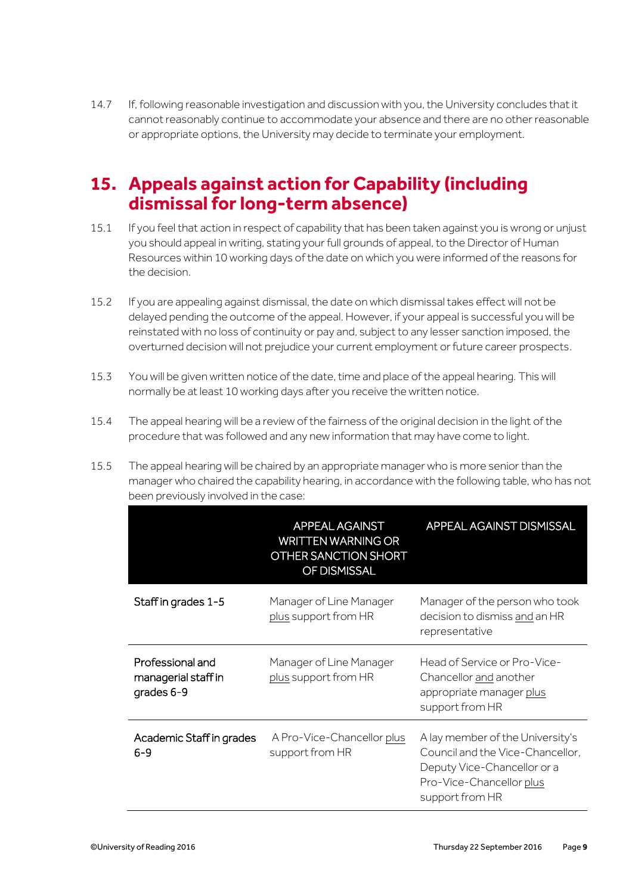14.7 If, following reasonable investigation and discussion with you, the University concludes that it cannot reasonably continue to accommodate your absence and there are no other reasonable or appropriate options, the University may decide to terminate your employment.

## 15. Appeals against action for Capability (including dismissal for long-term absence)

15.1 If you feel that action in respect of capability that has been taken against you is wrong or unjust you should appeal in writing, stating your full grounds of appeal, to the Director of Human Resources within 10 working days of the date on which you were informed of the reasons for the decision.

15.2 If you are appealing against dismissal, the date on which dismissal takes effect will not be delayed pending the outcome of the appeal. However, if your appeal is successful you will be reinstated with no loss of continuity or pay and, subject to any lesser sanction imposed, the overturned decision will not prejudice your current employment or future career prospects.

15.3 You will be given written notice of the date, time and place of the appeal hearing. This will normally be at least 10 working days after you receive the written notice.

15.4 The appeal hearing will be a review of the fairness of the original decision in the light of the procedure that was followed and any new information that may have come to light.

15.5 The appeal hearing will be chaired by an appropriate manager who is more senior than the manager who chaired the capability hearing, in accordance with the following table, who has not been previously involved in the case:

| | APPEAL AGAINST WRITTEN WARNING OR OTHER SANCTION SHORT OF DISMISSAL | APPEAL AGAINST DISMISSAL |
|---|---|---|
| Staff in grades 1-5 | Manager of Line Manager plus support from HR | Manager of the person who took decision to dismiss and an HR representative |
| Professional and managerial staff in grades 6-9 | Manager of Line Manager plus support from HR | Head of Service or Pro-Vice-Chancellor and another appropriate manager plus support from HR |
| Academic Staff in grades 6-9 | A Pro-Vice-Chancellor plus support from HR | A lay member of the University's Council and the Vice-Chancellor, Deputy Vice-Chancellor or a Pro-Vice-Chancellor plus support from HR |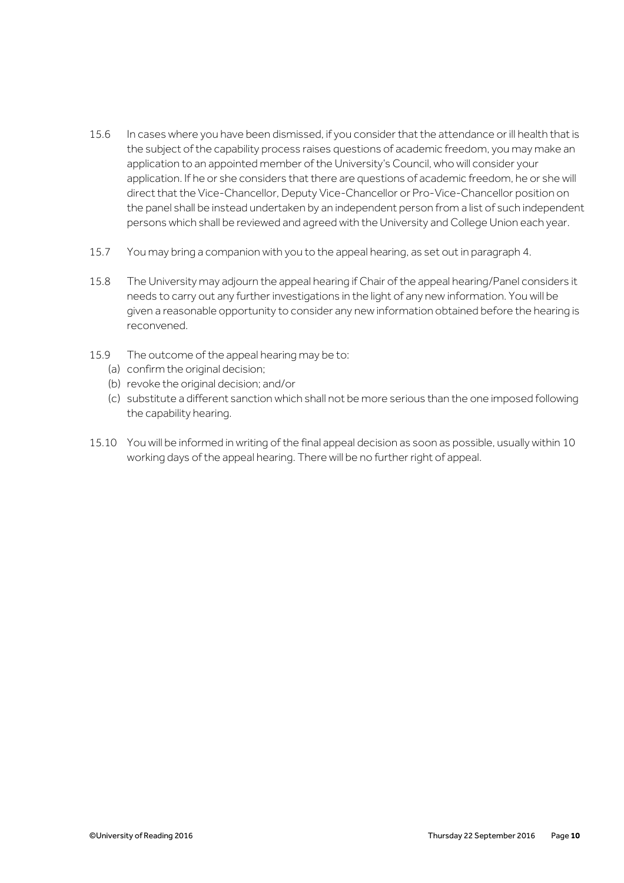15.6 In cases where you have been dismissed, if you consider that the attendance or ill health that is the subject of the capability process raises questions of academic freedom, you may make an application to an appointed member of the University's Council, who will consider your application. If he or she considers that there are questions of academic freedom, he or she will direct that the Vice-Chancellor, Deputy Vice-Chancellor or Pro-Vice-Chancellor position on the panel shall be instead undertaken by an independent person from a list of such independent persons which shall be reviewed and agreed with the University and College Union each year.

15.7 You may bring a companion with you to the appeal hearing, as set out in paragraph 4.

15.8 The University may adjourn the appeal hearing if Chair of the appeal hearing/Panel considers it needs to carry out any further investigations in the light of any new information. You will be given a reasonable opportunity to consider any new information obtained before the hearing is reconvened.

15.9 The outcome of the appeal hearing may be to:

(a) confirm the original decision;
(b) revoke the original decision; and/or
(c) substitute a different sanction which shall not be more serious than the one imposed following the capability hearing.

15.10 You will be informed in writing of the final appeal decision as soon as possible, usually within 10 working days of the appeal hearing. There will be no further right of appeal.